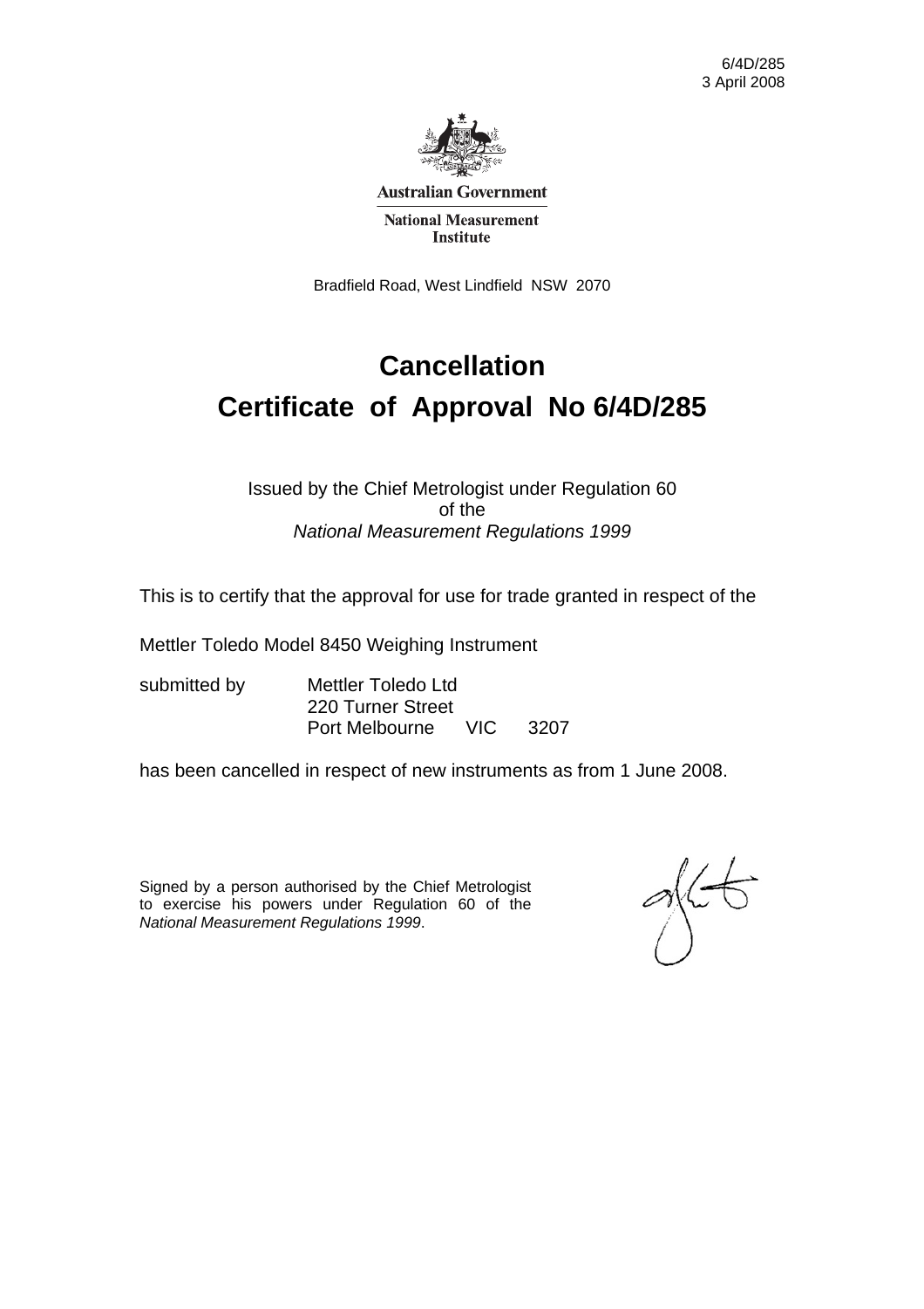6/4D/285
3 April 2008

**Australian Government**

**National Measurement Institute**

Bradfield Road, West Lindfield NSW 2070

# Cancellation

# Certificate of Approval No 6/4D/285

Issued by the Chief Metrologist under Regulation 60
of the
*National Measurement Regulations 1999*

This is to certify that the approval for use for trade granted in respect of the

Mettler Toledo Model 8450 Weighing Instrument

submitted by Mettler Toledo Ltd
220 Turner Street
Port Melbourne VIC 3207

has been cancelled in respect of new instruments as from 1 June 2008.

Signed by a person authorised by the Chief Metrologist to exercise his powers under Regulation 60 of the *National Measurement Regulations 1999*.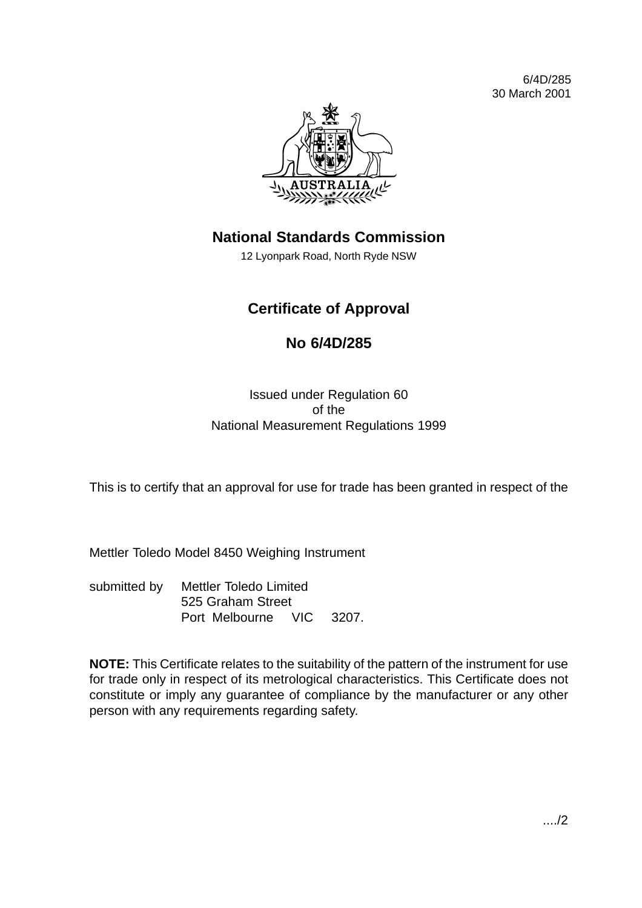6/4D/285
30 March 2001

# National Standards Commission

12 Lyonpark Road, North Ryde NSW

## Certificate of Approval

## No 6/4D/285

Issued under Regulation 60
of the
National Measurement Regulations 1999

This is to certify that an approval for use for trade has been granted in respect of the

Mettler Toledo Model 8450 Weighing Instrument

submitted by Mettler Toledo Limited
525 Graham Street
Port Melbourne VIC 3207.

**NOTE:** This Certificate relates to the suitability of the pattern of the instrument for use for trade only in respect of its metrological characteristics. This Certificate does not constitute or imply any guarantee of compliance by the manufacturer or any other person with any requirements regarding safety.

..../2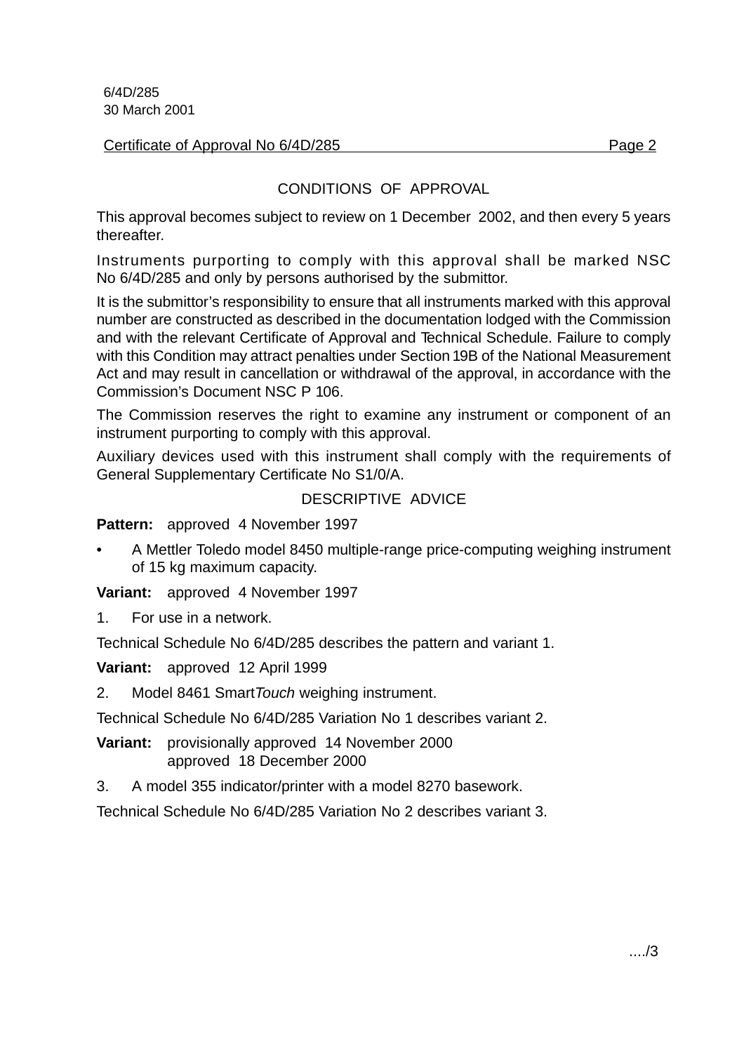## CONDITIONS OF APPROVAL

This approval becomes subject to review on 1 December 2002, and then every 5 years thereafter.

Instruments purporting to comply with this approval shall be marked NSC No 6/4D/285 and only by persons authorised by the submittor.

It is the submittor's responsibility to ensure that all instruments marked with this approval number are constructed as described in the documentation lodged with the Commission and with the relevant Certificate of Approval and Technical Schedule. Failure to comply with this Condition may attract penalties under Section 19B of the National Measurement Act and may result in cancellation or withdrawal of the approval, in accordance with the Commission's Document NSC P 106.

The Commission reserves the right to examine any instrument or component of an instrument purporting to comply with this approval.

Auxiliary devices used with this instrument shall comply with the requirements of General Supplementary Certificate No S1/0/A.

## DESCRIPTIVE ADVICE

**Pattern:** approved 4 November 1997

- A Mettler Toledo model 8450 multiple-range price-computing weighing instrument of 15 kg maximum capacity.

**Variant:** approved 4 November 1997

1. For use in a network.

Technical Schedule No 6/4D/285 describes the pattern and variant 1.

**Variant:** approved 12 April 1999

2. Model 8461 Smart*Touch* weighing instrument.

Technical Schedule No 6/4D/285 Variation No 1 describes variant 2.

**Variant:** provisionally approved 14 November 2000
approved 18 December 2000

3. A model 355 indicator/printer with a model 8270 basework.

Technical Schedule No 6/4D/285 Variation No 2 describes variant 3.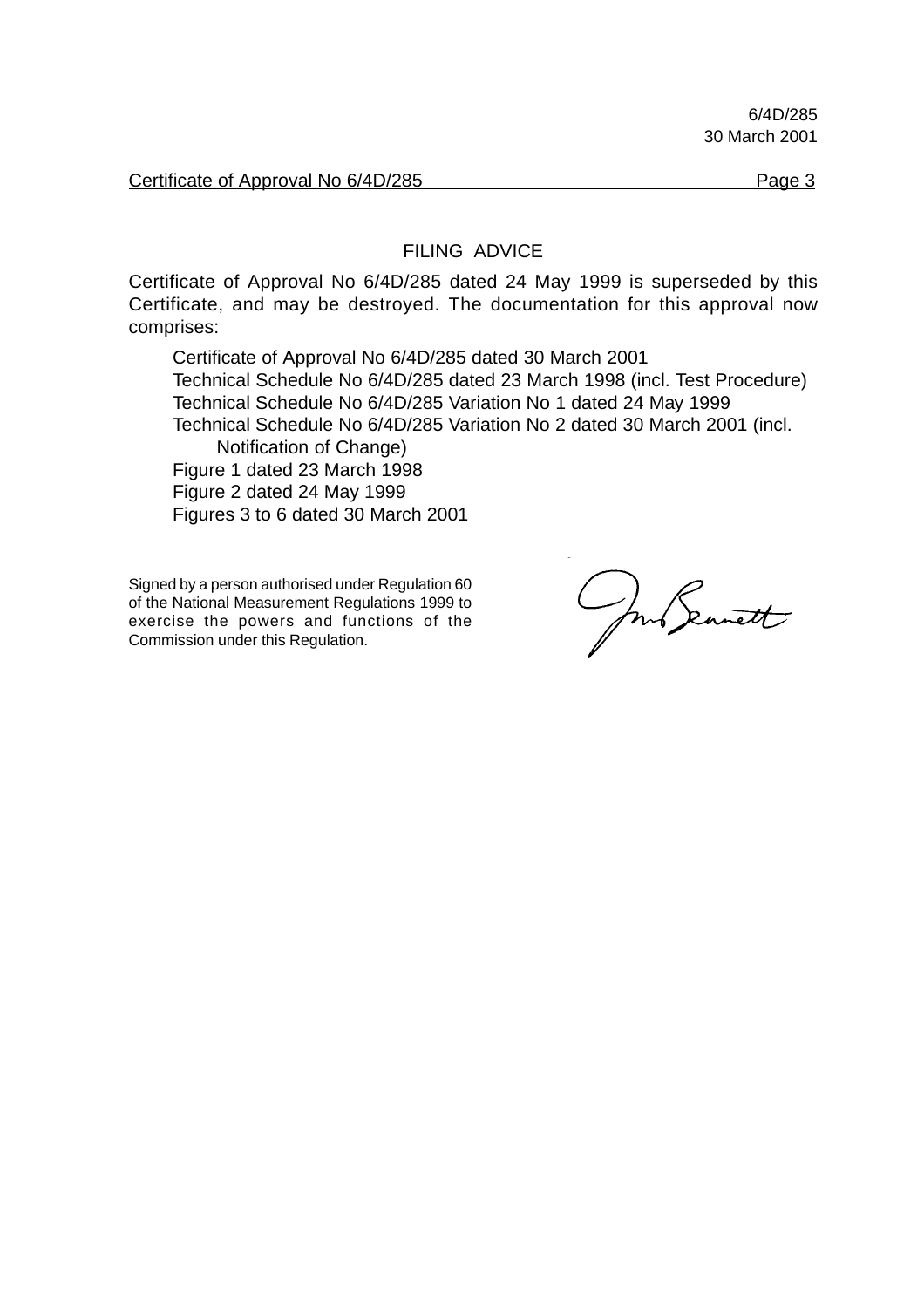## FILING ADVICE

Certificate of Approval No 6/4D/285 dated 24 May 1999 is superseded by this Certificate, and may be destroyed. The documentation for this approval now comprises:

Certificate of Approval No 6/4D/285 dated 30 March 2001
Technical Schedule No 6/4D/285 dated 23 March 1998 (incl. Test Procedure)
Technical Schedule No 6/4D/285 Variation No 1 dated 24 May 1999
Technical Schedule No 6/4D/285 Variation No 2 dated 30 March 2001 (incl. Notification of Change)
Figure 1 dated 23 March 1998
Figure 2 dated 24 May 1999
Figures 3 to 6 dated 30 March 2001

Signed by a person authorised under Regulation 60 of the National Measurement Regulations 1999 to exercise the powers and functions of the Commission under this Regulation.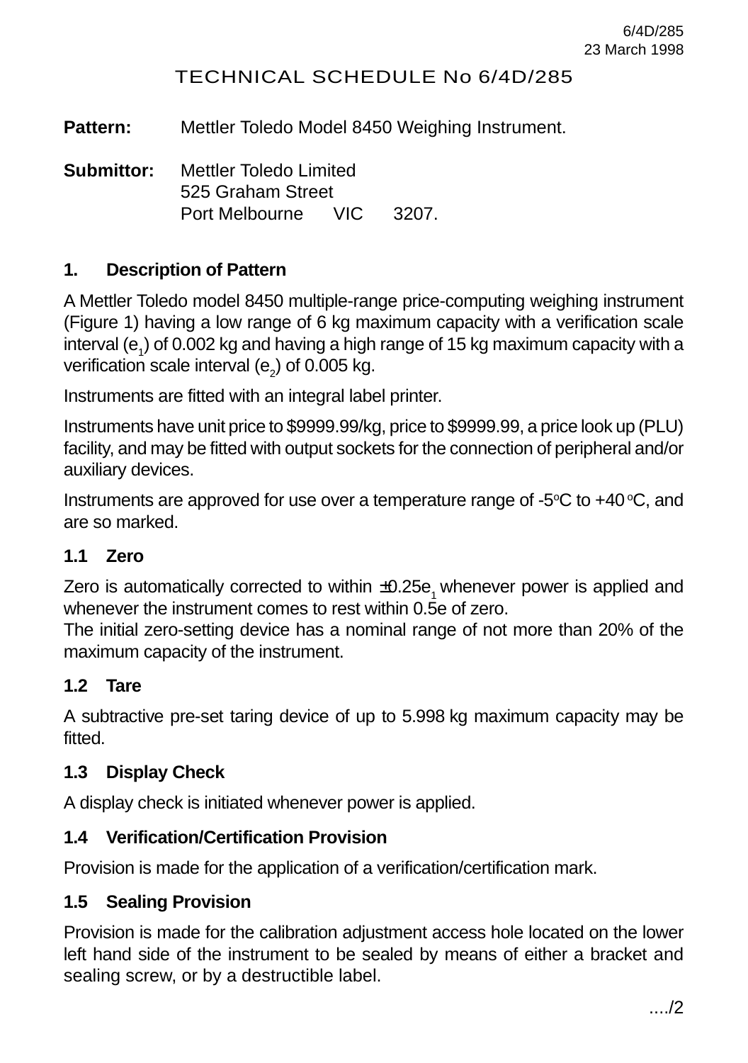6/4D/285
23 March 1998

# TECHNICAL SCHEDULE No 6/4D/285

**Pattern:** Mettler Toledo Model 8450 Weighing Instrument.

**Submittor:** Mettler Toledo Limited
525 Graham Street
Port Melbourne VIC 3207.

## 1. Description of Pattern

A Mettler Toledo model 8450 multiple-range price-computing weighing instrument (Figure 1) having a low range of 6 kg maximum capacity with a verification scale interval ($e_1$) of 0.002 kg and having a high range of 15 kg maximum capacity with a verification scale interval ($e_2$) of 0.005 kg.

Instruments are fitted with an integral label printer.

Instruments have unit price to $9999.99/kg, price to $9999.99, a price look up (PLU) facility, and may be fitted with output sockets for the connection of peripheral and/or auxiliary devices.

Instruments are approved for use over a temperature range of -5°C to +40°C, and are so marked.

### 1.1 Zero

Zero is automatically corrected to within $\pm 0.25e_1$ whenever power is applied and whenever the instrument comes to rest within 0.5e of zero.
The initial zero-setting device has a nominal range of not more than 20% of the maximum capacity of the instrument.

### 1.2 Tare

A subtractive pre-set taring device of up to 5.998 kg maximum capacity may be fitted.

### 1.3 Display Check

A display check is initiated whenever power is applied.

### 1.4 Verification/Certification Provision

Provision is made for the application of a verification/certification mark.

### 1.5 Sealing Provision

Provision is made for the calibration adjustment access hole located on the lower left hand side of the instrument to be sealed by means of either a bracket and sealing screw, or by a destructible label.

..../2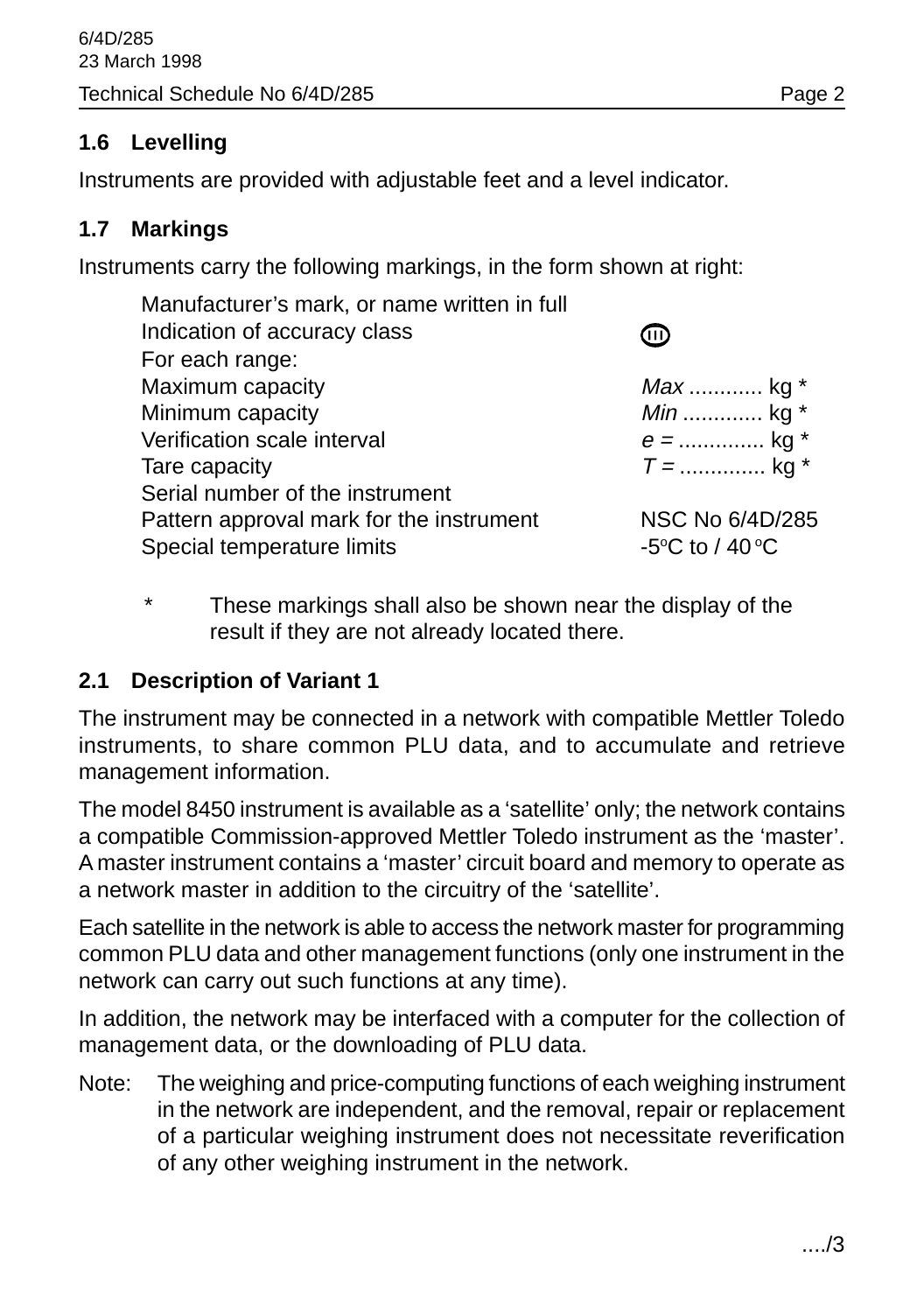## 1.6 Levelling

Instruments are provided with adjustable feet and a level indicator.

## 1.7 Markings

Instruments carry the following markings, in the form shown at right:

| | |
|---|---|
| Manufacturer's mark, or name written in full | |
| Indication of accuracy class | (III) |
| For each range: | |
| Maximum capacity | *Max* ............ kg * |
| Minimum capacity | *Min* ............. kg * |
| Verification scale interval | *e =* ............. kg * |
| Tare capacity | *T =* ............. kg * |
| Serial number of the instrument | |
| Pattern approval mark for the instrument | NSC No 6/4D/285 |
| Special temperature limits | -5°C to / 40 °C |

\* These markings shall also be shown near the display of the result if they are not already located there.

## 2.1 Description of Variant 1

The instrument may be connected in a network with compatible Mettler Toledo instruments, to share common PLU data, and to accumulate and retrieve management information.

The model 8450 instrument is available as a 'satellite' only; the network contains a compatible Commission-approved Mettler Toledo instrument as the 'master'. A master instrument contains a 'master' circuit board and memory to operate as a network master in addition to the circuitry of the 'satellite'.

Each satellite in the network is able to access the network master for programming common PLU data and other management functions (only one instrument in the network can carry out such functions at any time).

In addition, the network may be interfaced with a computer for the collection of management data, or the downloading of PLU data.

Note: The weighing and price-computing functions of each weighing instrument in the network are independent, and the removal, repair or replacement of a particular weighing instrument does not necessitate reverification of any other weighing instrument in the network.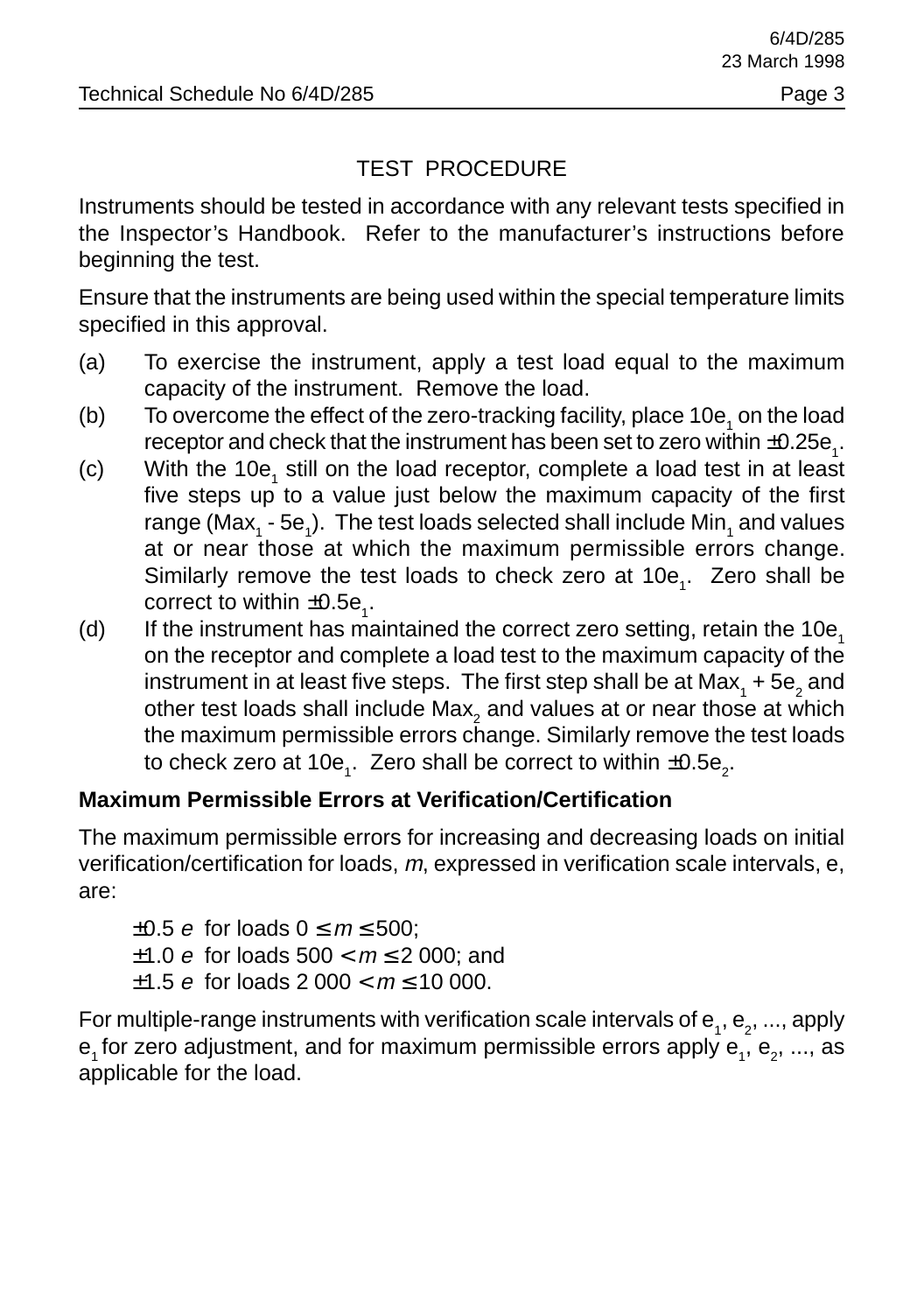## TEST PROCEDURE

Instruments should be tested in accordance with any relevant tests specified in the Inspector's Handbook. Refer to the manufacturer's instructions before beginning the test.

Ensure that the instruments are being used within the special temperature limits specified in this approval.

(a) To exercise the instrument, apply a test load equal to the maximum capacity of the instrument. Remove the load.

(b) To overcome the effect of the zero-tracking facility, place $10e_1$ on the load receptor and check that the instrument has been set to zero within $\pm 0.25e_1$.

(c) With the $10e_1$ still on the load receptor, complete a load test in at least five steps up to a value just below the maximum capacity of the first range ($Max_1$ - $5e_1$). The test loads selected shall include $Min_1$ and values at or near those at which the maximum permissible errors change. Similarly remove the test loads to check zero at $10e_1$. Zero shall be correct to within $\pm 0.5e_1$.

(d) If the instrument has maintained the correct zero setting, retain the $10e_1$ on the receptor and complete a load test to the maximum capacity of the instrument in at least five steps. The first step shall be at $Max_1$ + $5e_2$ and other test loads shall include $Max_2$ and values at or near those at which the maximum permissible errors change. Similarly remove the test loads to check zero at $10e_1$. Zero shall be correct to within $\pm 0.5e_2$.

**Maximum Permissible Errors at Verification/Certification**

The maximum permissible errors for increasing and decreasing loads on initial verification/certification for loads, *m*, expressed in verification scale intervals, e, are:

$\pm 0.5\ e$ for loads $0 \leq m \leq 500$;
$\pm 1.0\ e$ for loads $500 < m \leq 2\ 000$; and
$\pm 1.5\ e$ for loads $2\ 000 < m \leq 10\ 000$.

For multiple-range instruments with verification scale intervals of $e_1$, $e_2$, ..., apply $e_1$ for zero adjustment, and for maximum permissible errors apply $e_1$, $e_2$, ..., as applicable for the load.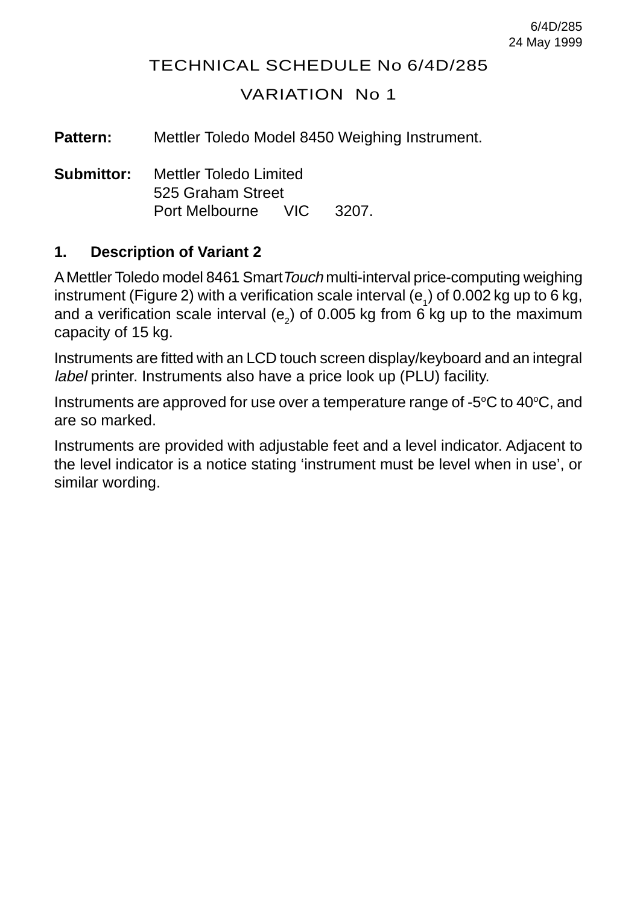# TECHNICAL SCHEDULE No 6/4D/285

## VARIATION No 1

**Pattern:** Mettler Toledo Model 8450 Weighing Instrument.

**Submittor:** Mettler Toledo Limited
525 Graham Street
Port Melbourne VIC 3207.

## 1. Description of Variant 2

A Mettler Toledo model 8461 Smart*Touch* multi-interval price-computing weighing instrument (Figure 2) with a verification scale interval ($e_1$) of 0.002 kg up to 6 kg, and a verification scale interval ($e_2$) of 0.005 kg from 6 kg up to the maximum capacity of 15 kg.

Instruments are fitted with an LCD touch screen display/keyboard and an integral *label* printer. Instruments also have a price look up (PLU) facility.

Instruments are approved for use over a temperature range of -5°C to 40°C, and are so marked.

Instruments are provided with adjustable feet and a level indicator. Adjacent to the level indicator is a notice stating ‘instrument must be level when in use’, or similar wording.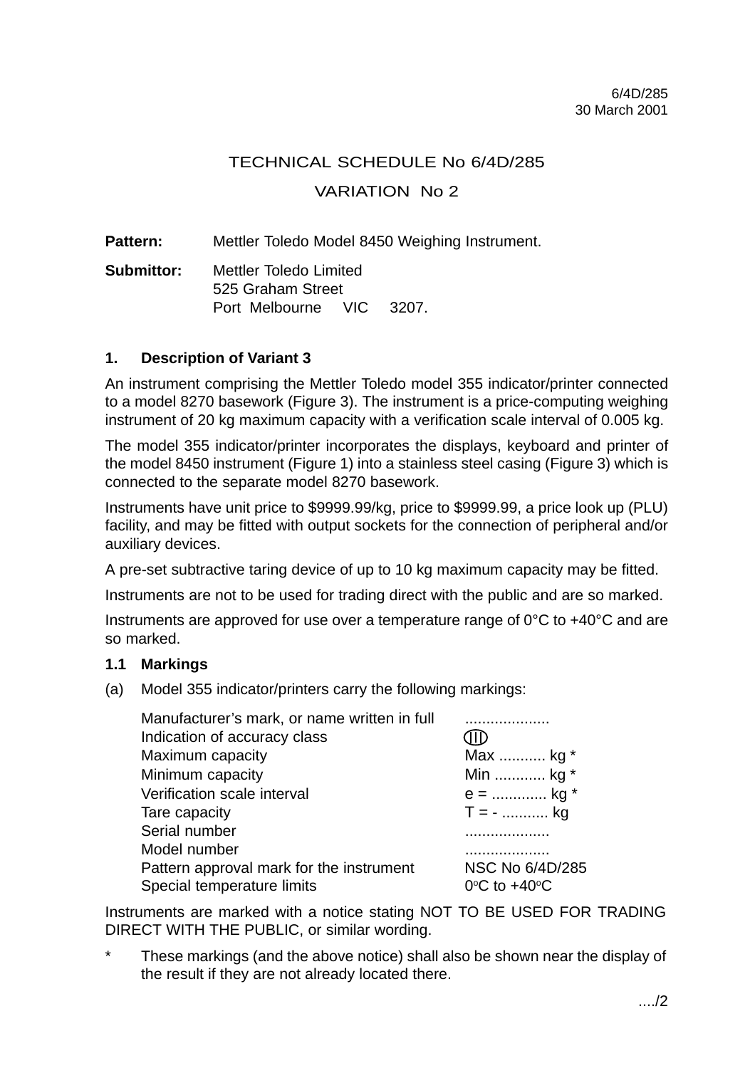6/4D/285
30 March 2001

# TECHNICAL SCHEDULE No 6/4D/285

## VARIATION No 2

**Pattern:** Mettler Toledo Model 8450 Weighing Instrument.

**Submittor:** Mettler Toledo Limited
525 Graham Street
Port Melbourne VIC 3207.

### 1. Description of Variant 3

An instrument comprising the Mettler Toledo model 355 indicator/printer connected to a model 8270 basework (Figure 3). The instrument is a price-computing weighing instrument of 20 kg maximum capacity with a verification scale interval of 0.005 kg.

The model 355 indicator/printer incorporates the displays, keyboard and printer of the model 8450 instrument (Figure 1) into a stainless steel casing (Figure 3) which is connected to the separate model 8270 basework.

Instruments have unit price to $9999.99/kg, price to $9999.99, a price look up (PLU) facility, and may be fitted with output sockets for the connection of peripheral and/or auxiliary devices.

A pre-set subtractive taring device of up to 10 kg maximum capacity may be fitted.

Instruments are not to be used for trading direct with the public and are so marked.

Instruments are approved for use over a temperature range of 0°C to +40°C and are so marked.

#### 1.1 Markings

(a) Model 355 indicator/printers carry the following markings:

| | |
|---|---|
| Manufacturer’s mark, or name written in full | .................... |
| Indication of accuracy class | (III) |
| Maximum capacity | Max ........... kg * |
| Minimum capacity | Min ............ kg * |
| Verification scale interval | e = ............. kg * |
| Tare capacity | T = - ........... kg |
| Serial number | .................... |
| Model number | .................... |
| Pattern approval mark for the instrument | NSC No 6/4D/285 |
| Special temperature limits | 0°C to +40°C |

Instruments are marked with a notice stating NOT TO BE USED FOR TRADING DIRECT WITH THE PUBLIC, or similar wording.

\* These markings (and the above notice) shall also be shown near the display of the result if they are not already located there.

..../2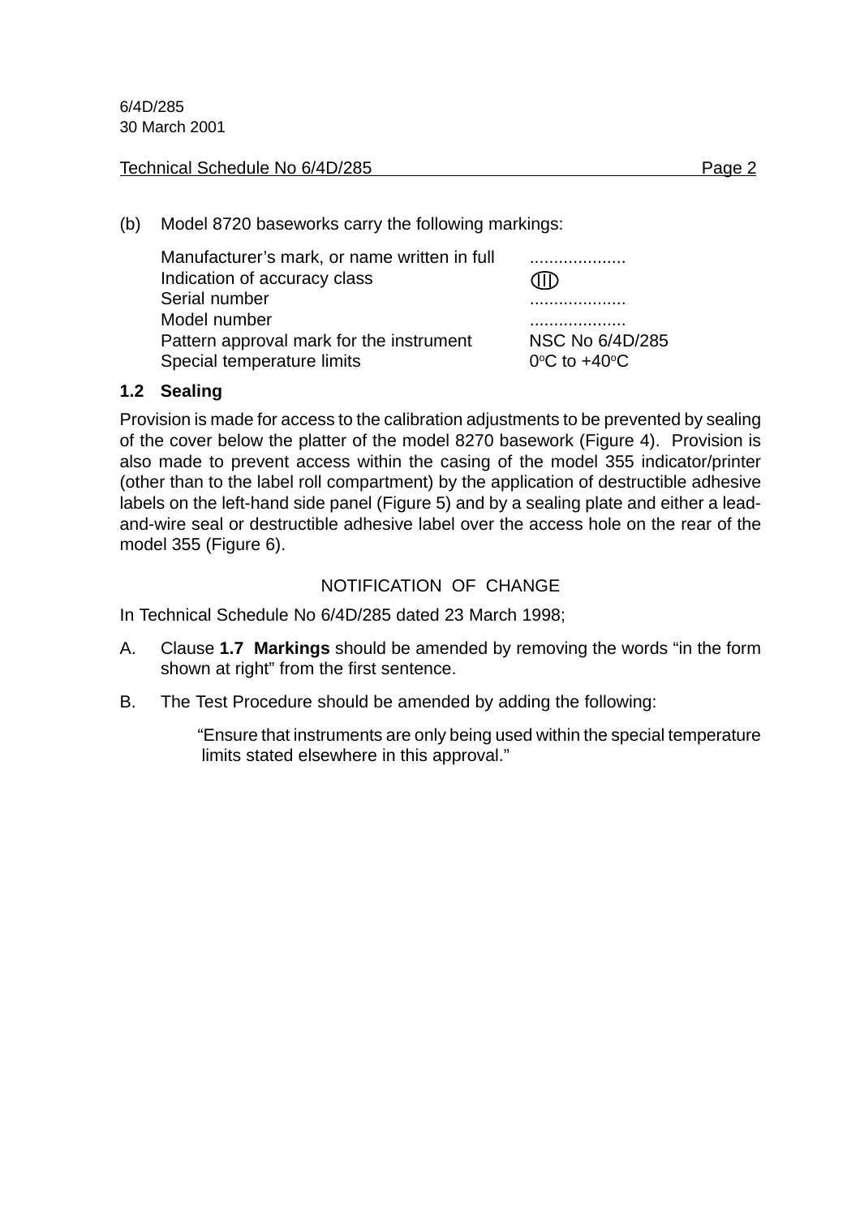6/4D/285
30 March 2001

Technical Schedule No 6/4D/285

(b) Model 8720 baseworks carry the following markings:

| | |
|---|---|
| Manufacturer's mark, or name written in full | .................... |
| Indication of accuracy class | (III) |
| Serial number | .................... |
| Model number | .................... |
| Pattern approval mark for the instrument | NSC No 6/4D/285 |
| Special temperature limits | $0^{o}C$ to $+40^{o}C$ |

### 1.2 Sealing

Provision is made for access to the calibration adjustments to be prevented by sealing of the cover below the platter of the model 8270 basework (Figure 4). Provision is also made to prevent access within the casing of the model 355 indicator/printer (other than to the label roll compartment) by the application of destructible adhesive labels on the left-hand side panel (Figure 5) and by a sealing plate and either a lead-and-wire seal or destructible adhesive label over the access hole on the rear of the model 355 (Figure 6).

NOTIFICATION OF CHANGE

In Technical Schedule No 6/4D/285 dated 23 March 1998;

A. Clause **1.7 Markings** should be amended by removing the words "in the form shown at right" from the first sentence.

B. The Test Procedure should be amended by adding the following:

> "Ensure that instruments are only being used within the special temperature limits stated elsewhere in this approval."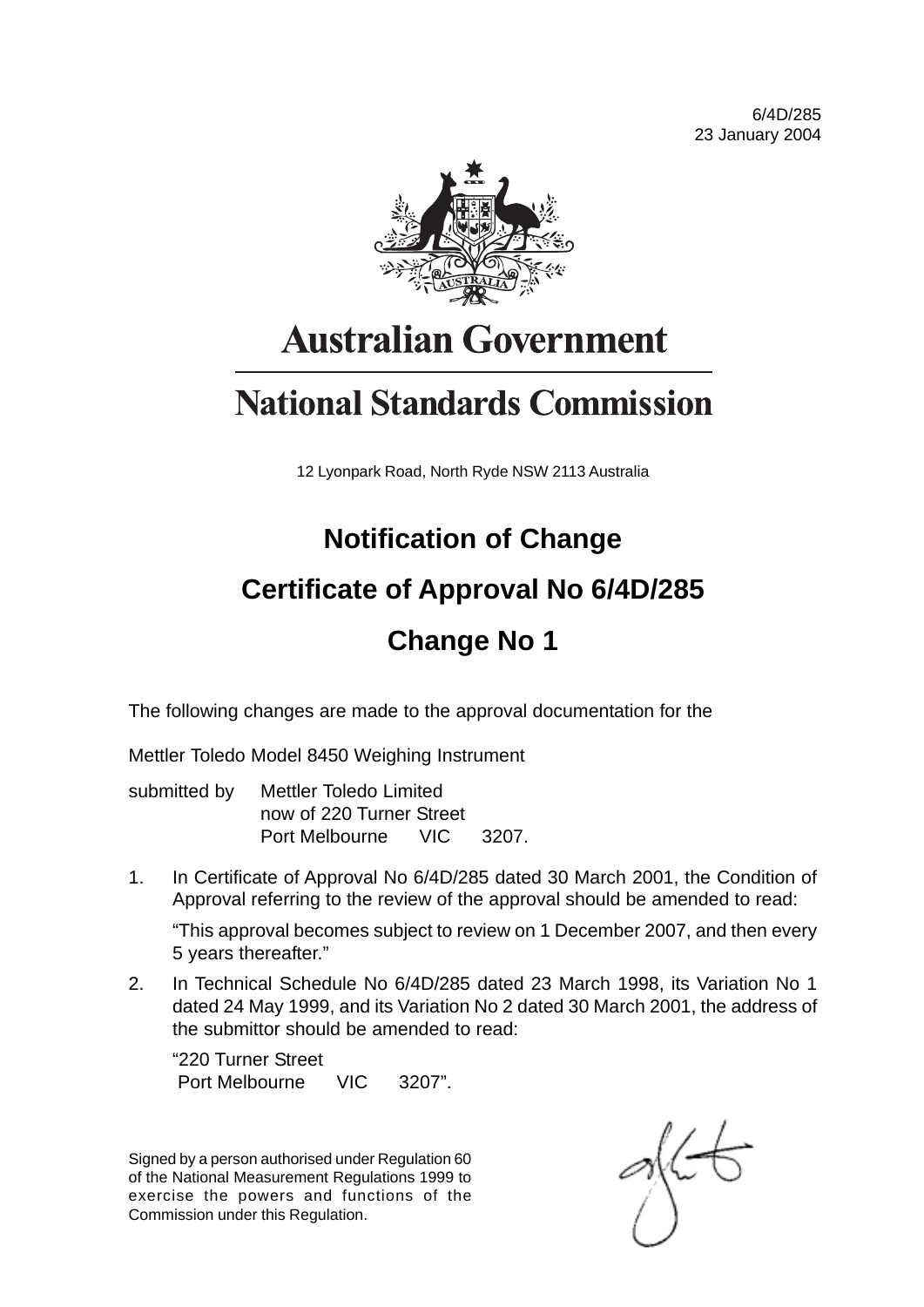6/4D/285
23 January 2004

# Australian Government

# National Standards Commission

12 Lyonpark Road, North Ryde NSW 2113 Australia

## Notification of Change

## Certificate of Approval No 6/4D/285

## Change No 1

The following changes are made to the approval documentation for the

Mettler Toledo Model 8450 Weighing Instrument

submitted by Mettler Toledo Limited
now of 220 Turner Street
Port Melbourne VIC 3207.

1. In Certificate of Approval No 6/4D/285 dated 30 March 2001, the Condition of Approval referring to the review of the approval should be amended to read:

   "This approval becomes subject to review on 1 December 2007, and then every 5 years thereafter."

2. In Technical Schedule No 6/4D/285 dated 23 March 1998, its Variation No 1 dated 24 May 1999, and its Variation No 2 dated 30 March 2001, the address of the submittor should be amended to read:

   "220 Turner Street
   Port Melbourne VIC 3207".

Signed by a person authorised under Regulation 60 of the National Measurement Regulations 1999 to exercise the powers and functions of the Commission under this Regulation.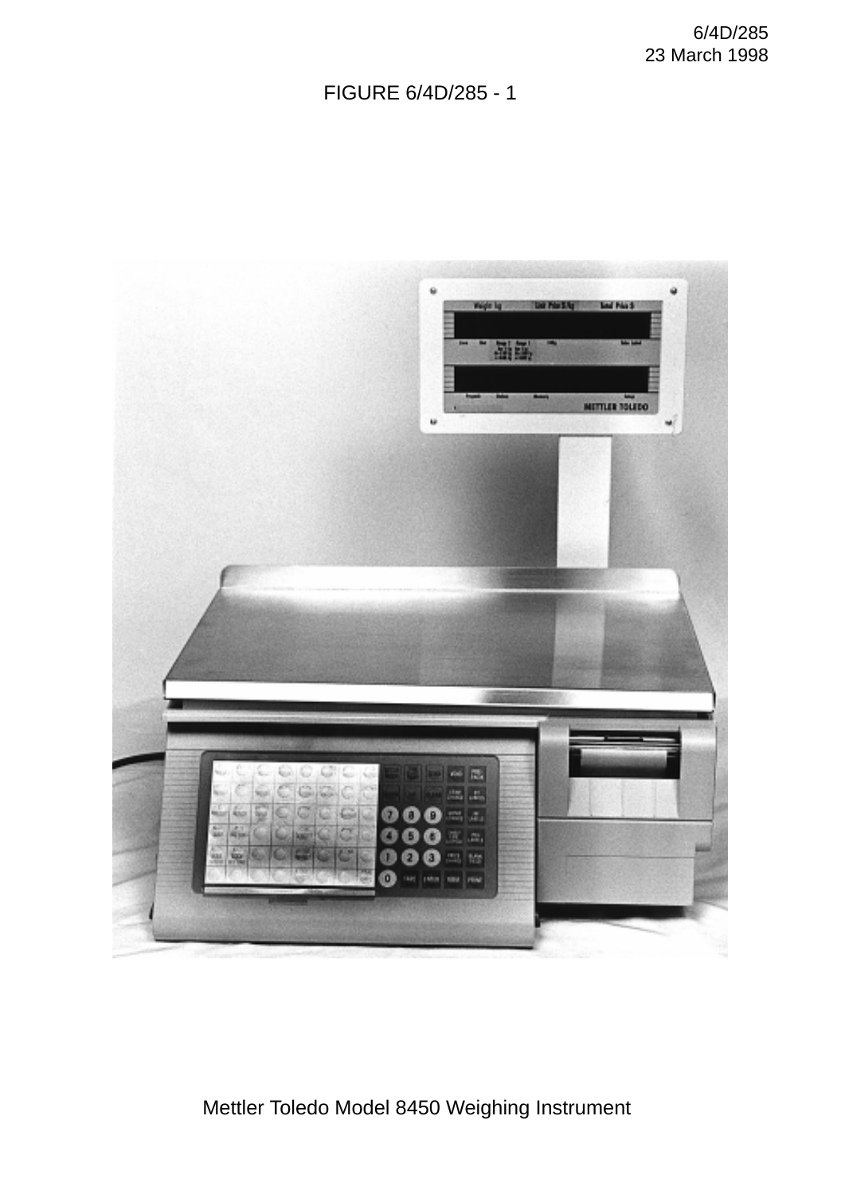FIGURE 6/4D/285 - 1

Mettler Toledo Model 8450 Weighing Instrument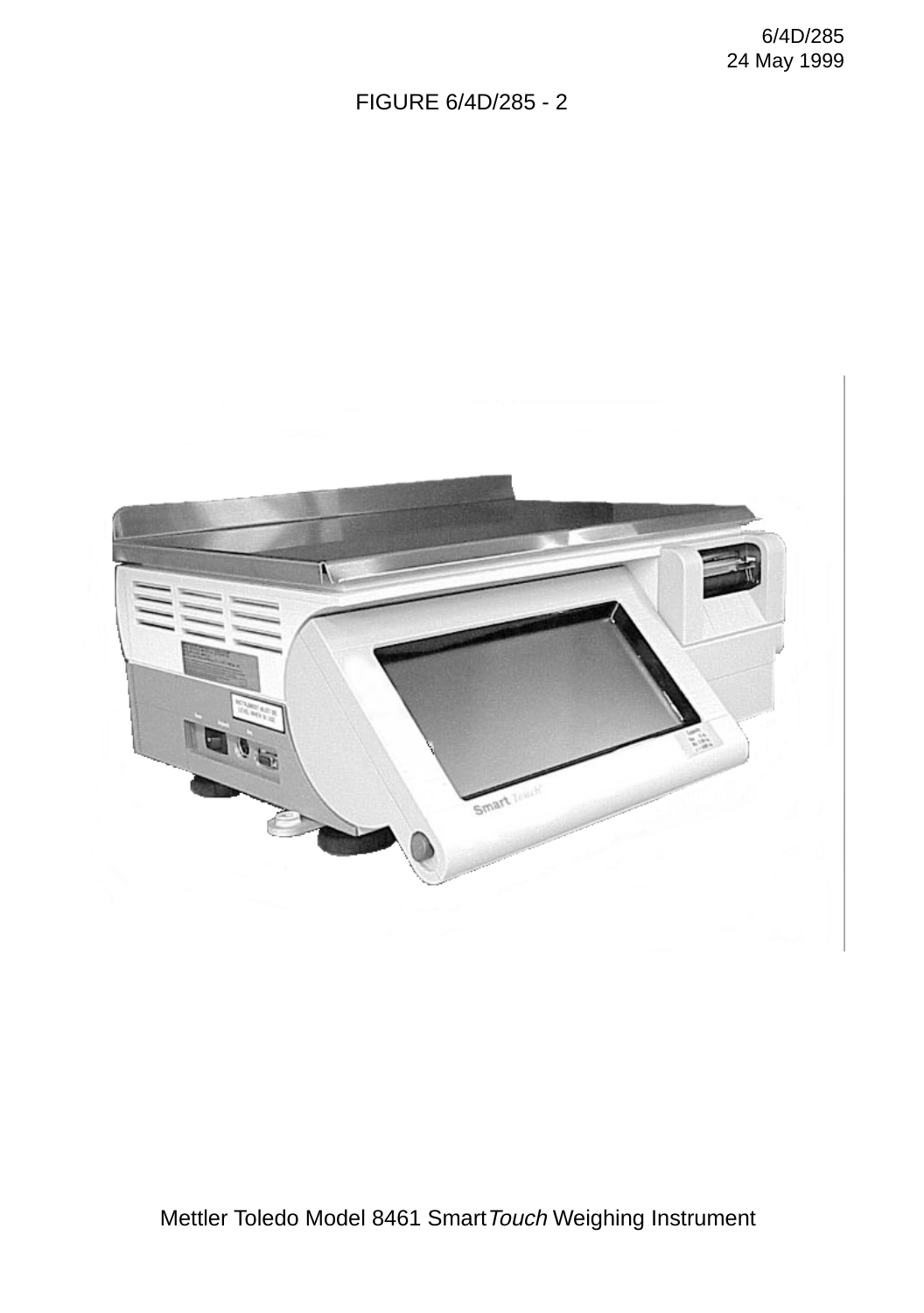FIGURE 6/4D/285 - 2

Mettler Toledo Model 8461 Smart*Touch* Weighing Instrument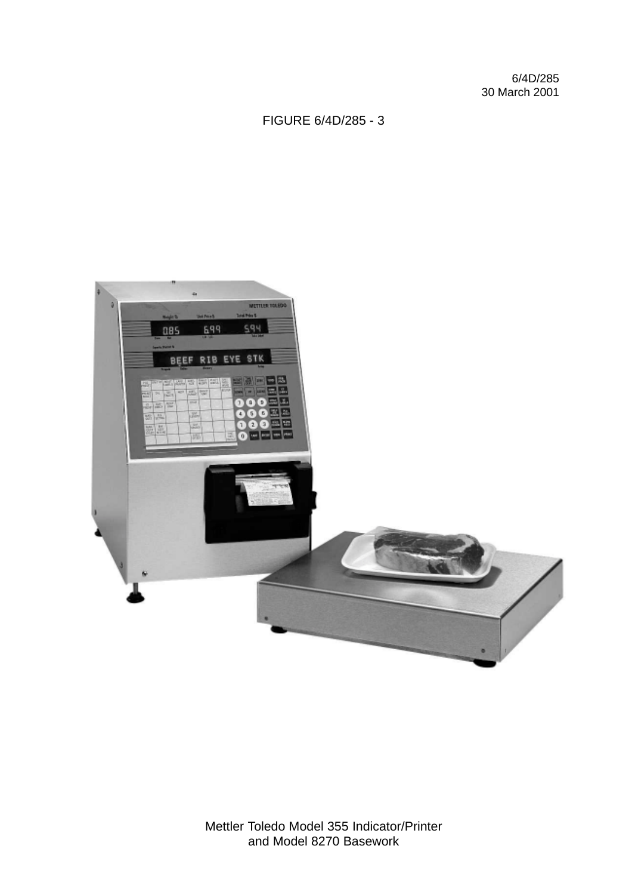6/4D/285
30 March 2001

FIGURE 6/4D/285 - 3

Mettler Toledo Model 355 Indicator/Printer
and Model 8270 Basework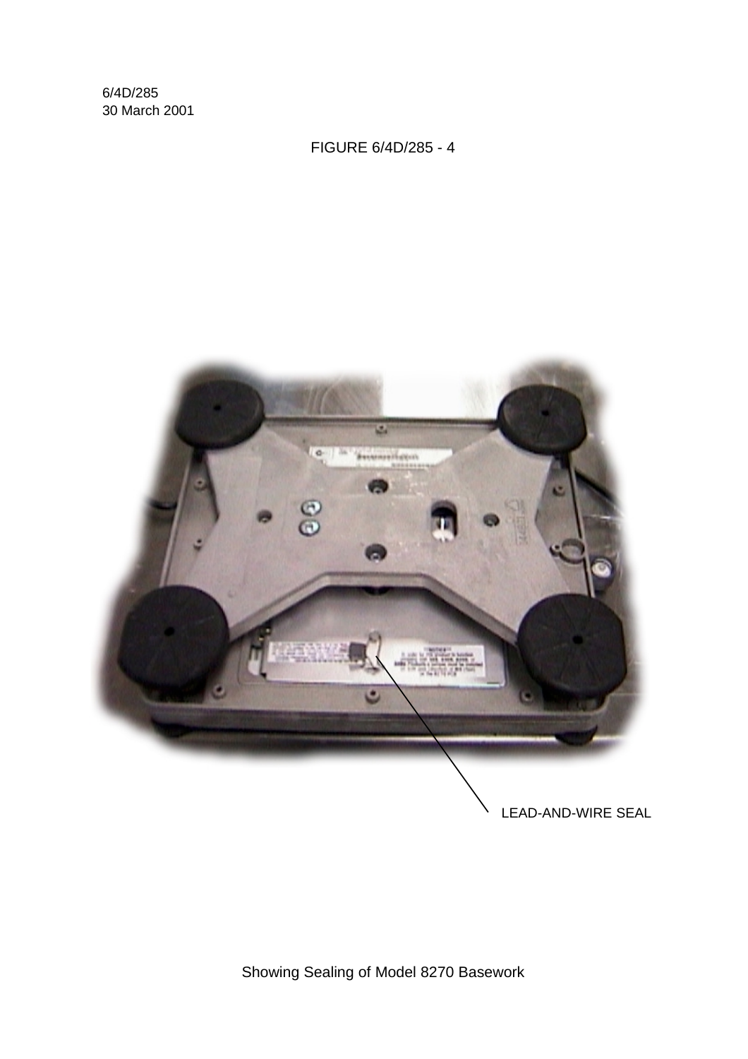6/4D/285
30 March 2001

FIGURE 6/4D/285 - 4

LEAD-AND-WIRE SEAL

Showing Sealing of Model 8270 Basework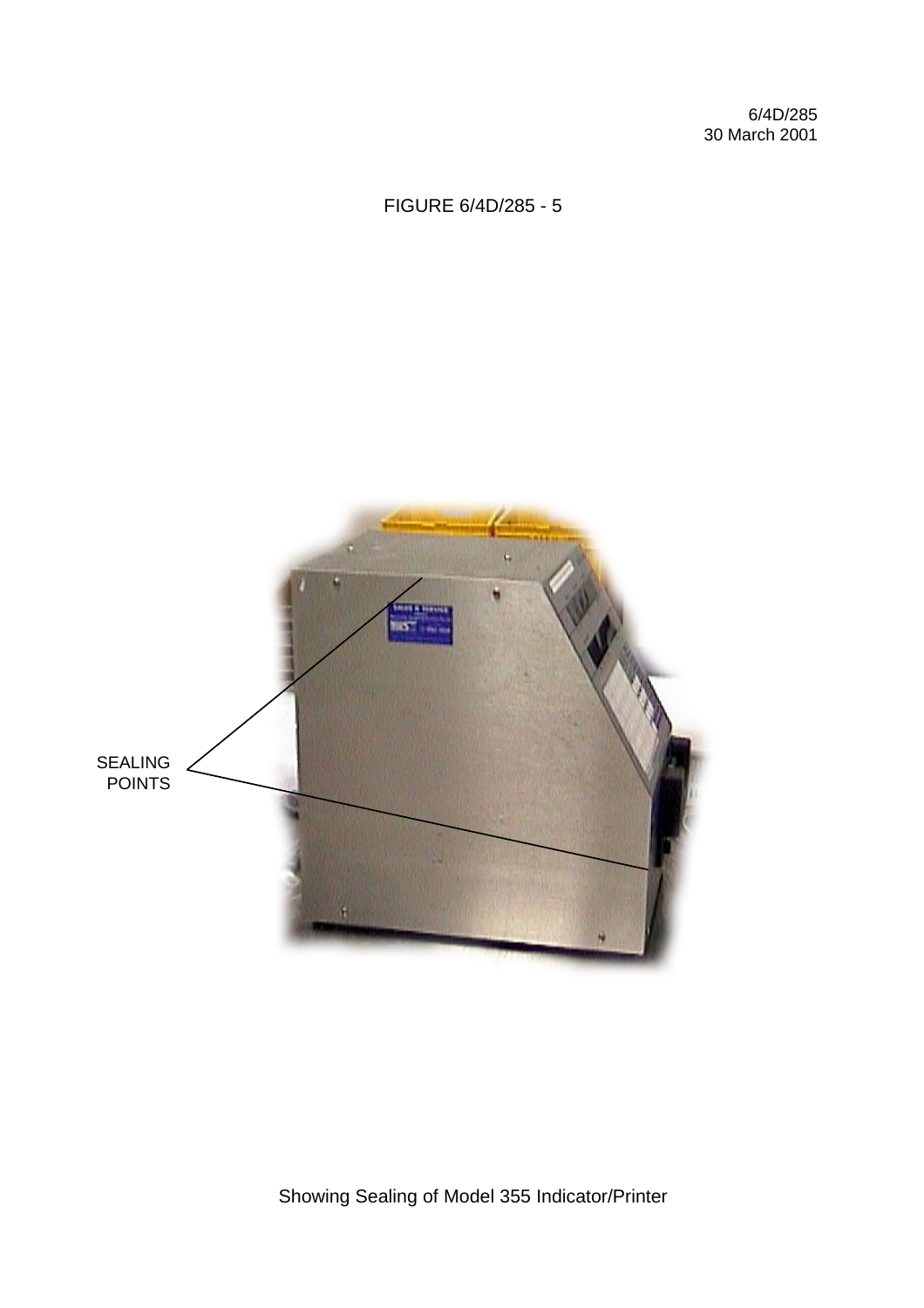6/4D/285
30 March 2001

FIGURE 6/4D/285 - 5

SEALING
POINTS

Showing Sealing of Model 355 Indicator/Printer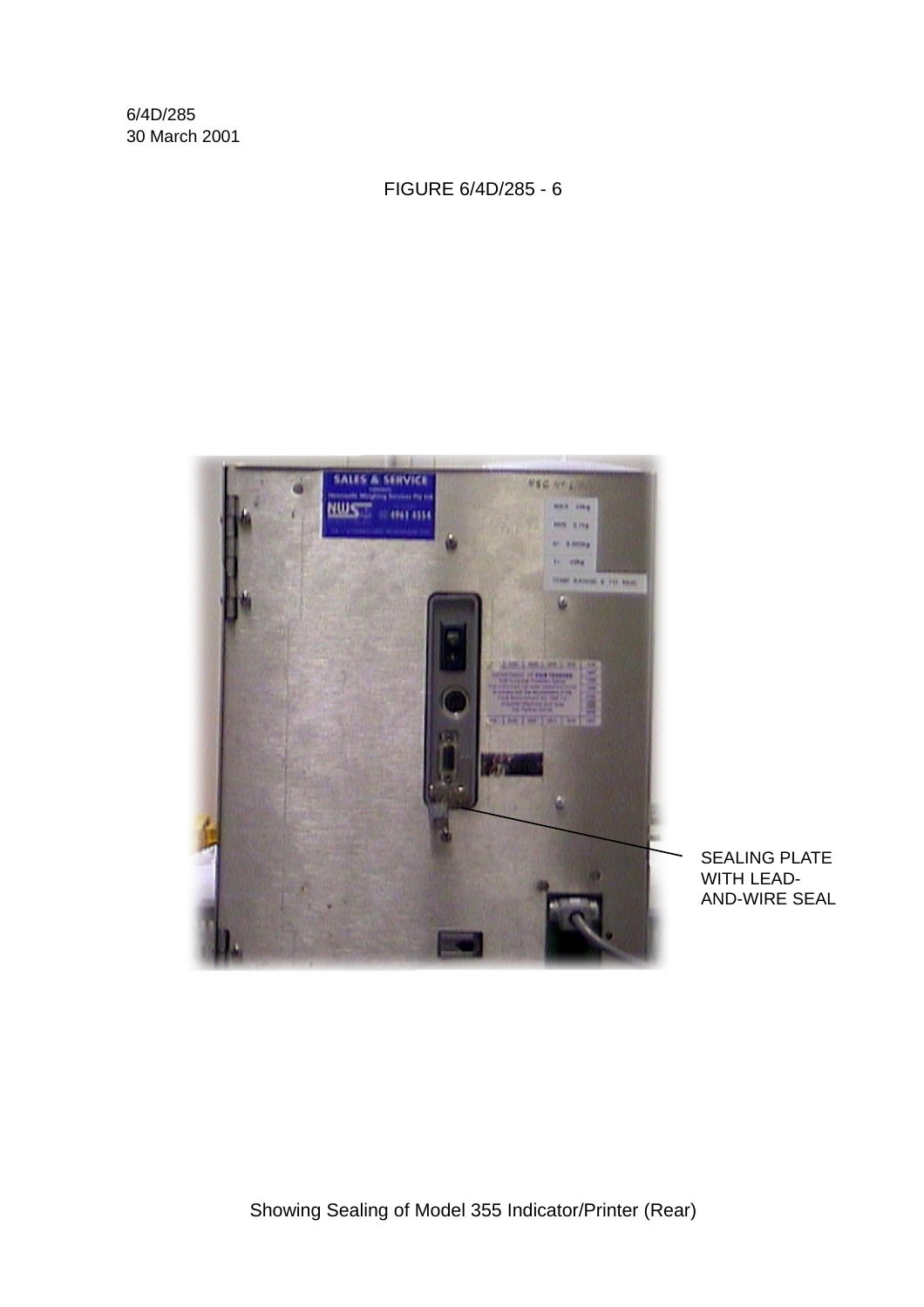6/4D/285
30 March 2001

FIGURE 6/4D/285 - 6

SEALING PLATE WITH LEAD-AND-WIRE SEAL

Showing Sealing of Model 355 Indicator/Printer (Rear)